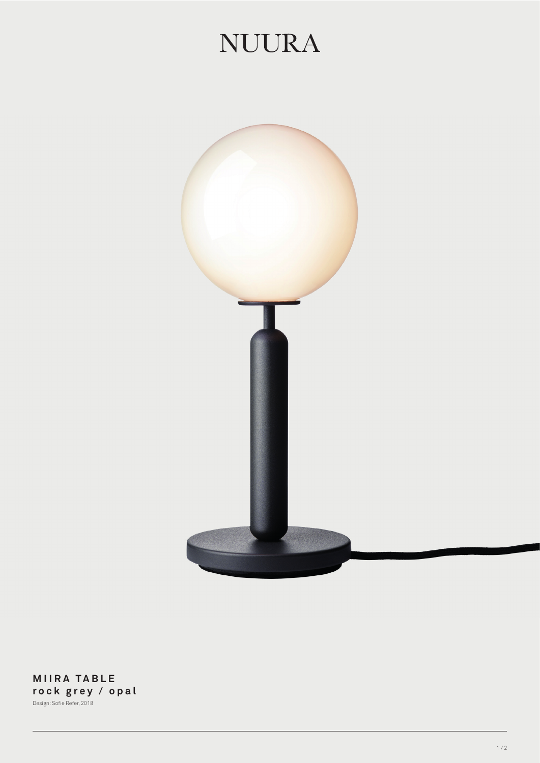# NUURA

**MIIRA TABLE**
**rock grey / opal**

Design: Sofie Refer, 2018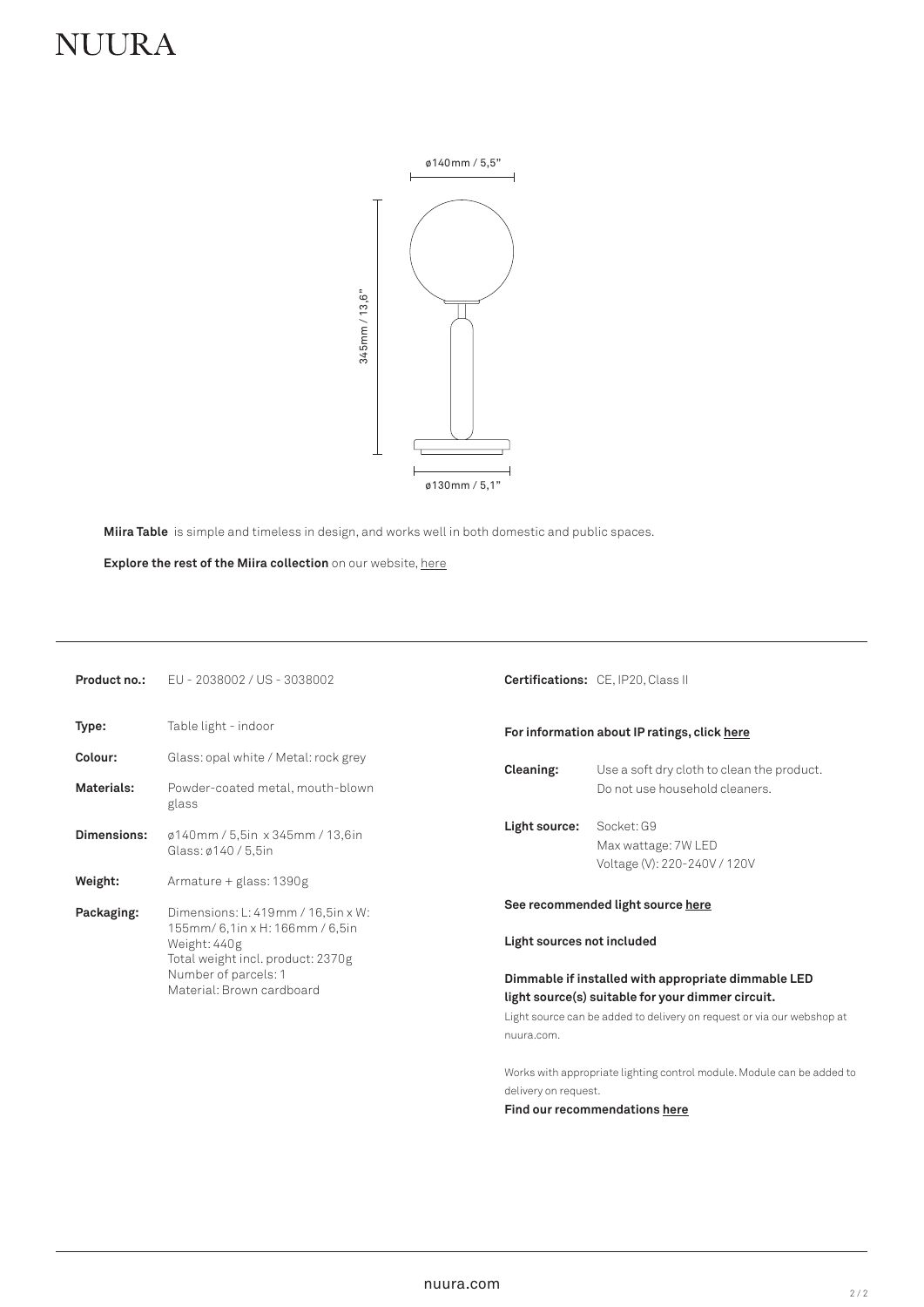# NUURA

ø140mm / 5,5"

345mm / 13,6"

ø130mm / 5,1"

**Miira Table** is simple and timeless in design, and works well in both domestic and public spaces.

**Explore the rest of the Miira collection** on our website, here

| | |
|---|---|
| **Product no.:** | EU - 2038002 / US - 3038002 |
| **Type:** | Table light - indoor |
| **Colour:** | Glass: opal white / Metal: rock grey |
| **Materials:** | Powder-coated metal, mouth-blown glass |
| **Dimensions:** | ø140mm / 5,5in x 345mm / 13,6in<br>Glass: ø140 / 5,5in |
| **Weight:** | Armature + glass: 1390g |
| **Packaging:** | Dimensions: L: 419mm / 16,5in x W: 155mm/ 6,1in x H: 166mm / 6,5in<br>Weight: 440g<br>Total weight incl. product: 2370g<br>Number of parcels: 1<br>Material: Brown cardboard |

**Certifications:** CE, IP20, Class II

**For information about IP ratings, click here**

| | |
|---|---|
| **Cleaning:** | Use a soft dry cloth to clean the product.<br>Do not use household cleaners. |
| **Light source:** | Socket: G9<br>Max wattage: 7W LED<br>Voltage (V): 220-240V / 120V |

**See recommended light source here**

**Light sources not included**

**Dimmable if installed with appropriate dimmable LED light source(s) suitable for your dimmer circuit.**

Light source can be added to delivery on request or via our webshop at nuura.com.

Works with appropriate lighting control module. Module can be added to delivery on request.

**Find our recommendations here**

nuura.com